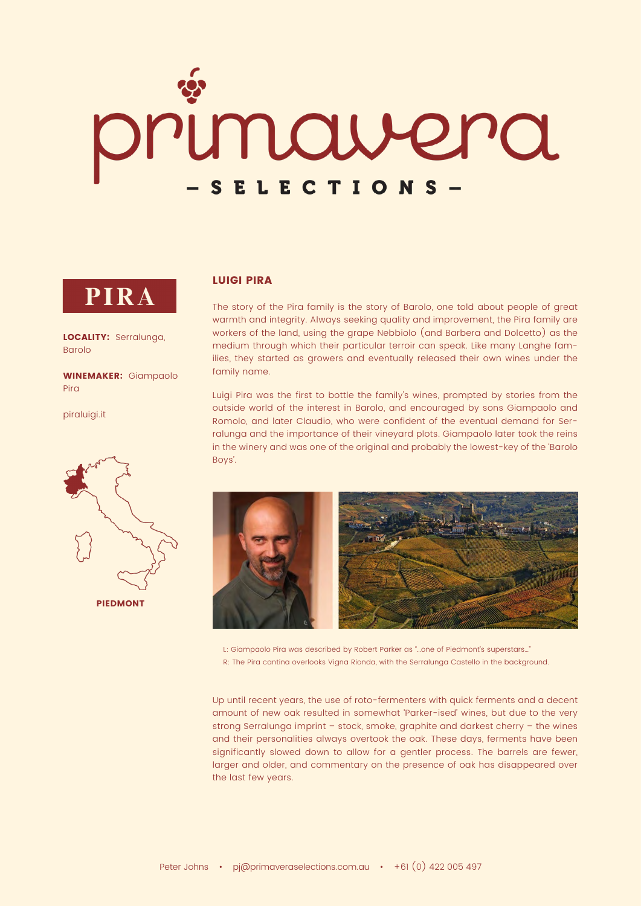# primavera

## — SELECTIONS —

**PIRA**

**LOCALITY:** Serralunga, Barolo

**WINEMAKER:** Giampaolo Pira

piraluigi.it

PIEDMONT

## LUIGI PIRA

The story of the Pira family is the story of Barolo, one told about people of great warmth and integrity. Always seeking quality and improvement, the Pira family are workers of the land, using the grape Nebbiolo (and Barbera and Dolcetto) as the medium through which their particular terroir can speak. Like many Langhe families, they started as growers and eventually released their own wines under the family name.

Luigi Pira was the first to bottle the family's wines, prompted by stories from the outside world of the interest in Barolo, and encouraged by sons Giampaolo and Romolo, and later Claudio, who were confident of the eventual demand for Serralunga and the importance of their vineyard plots. Giampaolo later took the reins in the winery and was one of the original and probably the lowest-key of the 'Barolo Boys'.

L: Giampaolo Pira was described by Robert Parker as "...one of Piedmont's superstars..."

R: The Pira cantina overlooks Vigna Rionda, with the Serralunga Castello in the background.

Up until recent years, the use of roto-fermenters with quick ferments and a decent amount of new oak resulted in somewhat 'Parker-ised' wines, but due to the very strong Serralunga imprint – stock, smoke, graphite and darkest cherry – the wines and their personalities always overtook the oak. These days, ferments have been significantly slowed down to allow for a gentler process. The barrels are fewer, larger and older, and commentary on the presence of oak has disappeared over the last few years.

Peter Johns • pj@primaveraselections.com.au • +61 (0) 422 005 497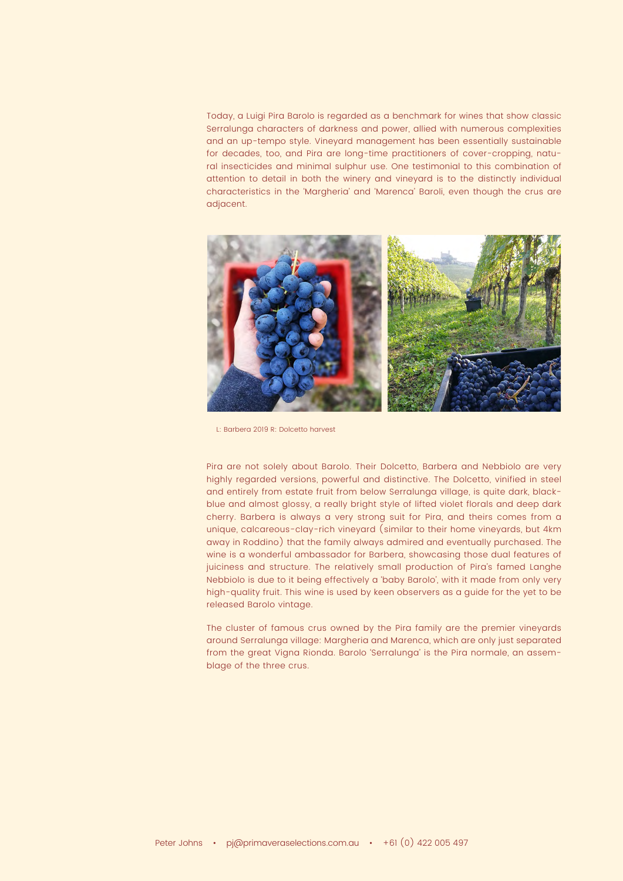Today, a Luigi Pira Barolo is regarded as a benchmark for wines that show classic Serralunga characters of darkness and power, allied with numerous complexities and an up-tempo style. Vineyard management has been essentially sustainable for decades, too, and Pira are long-time practitioners of cover-cropping, natural insecticides and minimal sulphur use. One testimonial to this combination of attention to detail in both the winery and vineyard is to the distinctly individual characteristics in the 'Margheria' and 'Marenca' Baroli, even though the crus are adjacent.

L: Barbera 2019 R: Dolcetto harvest

Pira are not solely about Barolo. Their Dolcetto, Barbera and Nebbiolo are very highly regarded versions, powerful and distinctive. The Dolcetto, vinified in steel and entirely from estate fruit from below Serralunga village, is quite dark, black-blue and almost glossy, a really bright style of lifted violet florals and deep dark cherry. Barbera is always a very strong suit for Pira, and theirs comes from a unique, calcareous-clay-rich vineyard (similar to their home vineyards, but 4km away in Roddino) that the family always admired and eventually purchased. The wine is a wonderful ambassador for Barbera, showcasing those dual features of juiciness and structure. The relatively small production of Pira's famed Langhe Nebbiolo is due to it being effectively a 'baby Barolo', with it made from only very high-quality fruit. This wine is used by keen observers as a guide for the yet to be released Barolo vintage.

The cluster of famous crus owned by the Pira family are the premier vineyards around Serralunga village: Margheria and Marenca, which are only just separated from the great Vigna Rionda. Barolo 'Serralunga' is the Pira normale, an assemblage of the three crus.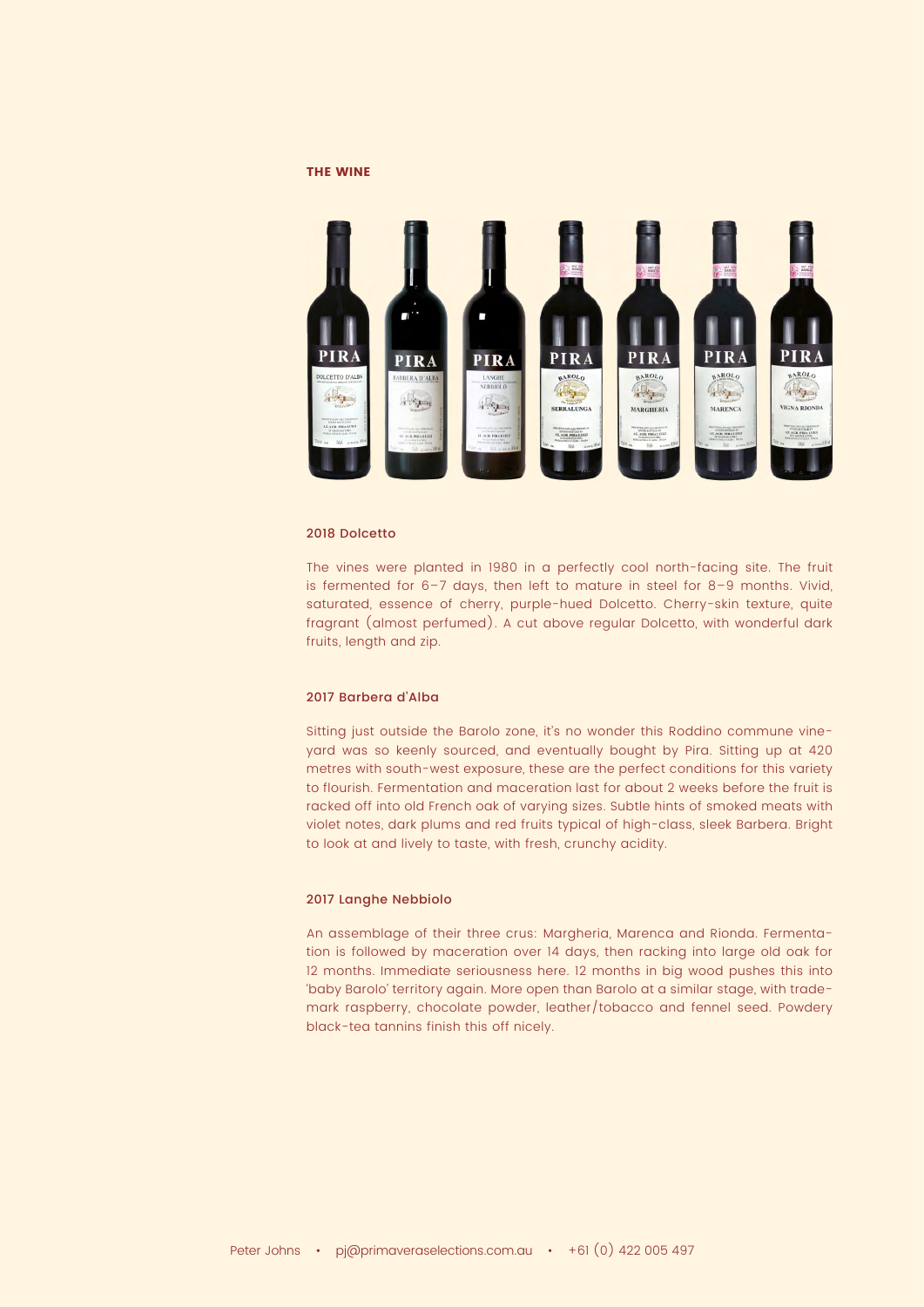**THE WINE**

### 2018 Dolcetto

The vines were planted in 1980 in a perfectly cool north-facing site. The fruit is fermented for 6–7 days, then left to mature in steel for 8–9 months. Vivid, saturated, essence of cherry, purple-hued Dolcetto. Cherry-skin texture, quite fragrant (almost perfumed). A cut above regular Dolcetto, with wonderful dark fruits, length and zip.

### 2017 Barbera d'Alba

Sitting just outside the Barolo zone, it's no wonder this Roddino commune vineyard was so keenly sourced, and eventually bought by Pira. Sitting up at 420 metres with south-west exposure, these are the perfect conditions for this variety to flourish. Fermentation and maceration last for about 2 weeks before the fruit is racked off into old French oak of varying sizes. Subtle hints of smoked meats with violet notes, dark plums and red fruits typical of high-class, sleek Barbera. Bright to look at and lively to taste, with fresh, crunchy acidity.

### 2017 Langhe Nebbiolo

An assemblage of their three crus: Margheria, Marenca and Rionda. Fermentation is followed by maceration over 14 days, then racking into large old oak for 12 months. Immediate seriousness here. 12 months in big wood pushes this into 'baby Barolo' territory again. More open than Barolo at a similar stage, with trademark raspberry, chocolate powder, leather/tobacco and fennel seed. Powdery black-tea tannins finish this off nicely.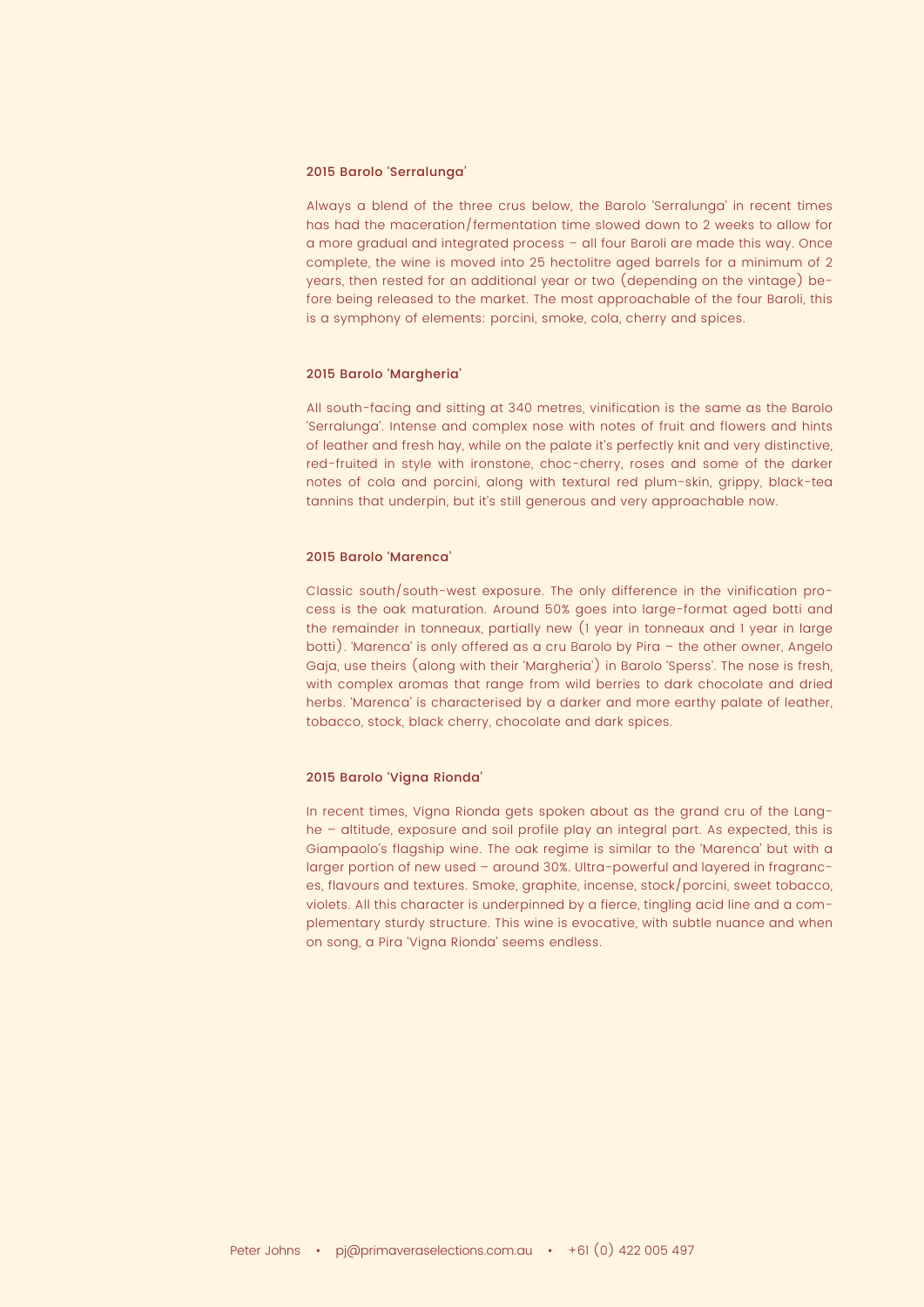### 2015 Barolo 'Serralunga'

Always a blend of the three crus below, the Barolo 'Serralunga' in recent times has had the maceration/fermentation time slowed down to 2 weeks to allow for a more gradual and integrated process – all four Baroli are made this way. Once complete, the wine is moved into 25 hectolitre aged barrels for a minimum of 2 years, then rested for an additional year or two (depending on the vintage) before being released to the market. The most approachable of the four Baroli, this is a symphony of elements: porcini, smoke, cola, cherry and spices.

### 2015 Barolo 'Margheria'

All south-facing and sitting at 340 metres, vinification is the same as the Barolo 'Serralunga'. Intense and complex nose with notes of fruit and flowers and hints of leather and fresh hay, while on the palate it's perfectly knit and very distinctive, red-fruited in style with ironstone, choc-cherry, roses and some of the darker notes of cola and porcini, along with textural red plum-skin, grippy, black-tea tannins that underpin, but it's still generous and very approachable now.

### 2015 Barolo 'Marenca'

Classic south/south-west exposure. The only difference in the vinification process is the oak maturation. Around 50% goes into large-format aged botti and the remainder in tonneaux, partially new (1 year in tonneaux and 1 year in large botti). 'Marenca' is only offered as a cru Barolo by Pira – the other owner, Angelo Gaja, use theirs (along with their 'Margheria') in Barolo 'Sperss'. The nose is fresh, with complex aromas that range from wild berries to dark chocolate and dried herbs. 'Marenca' is characterised by a darker and more earthy palate of leather, tobacco, stock, black cherry, chocolate and dark spices.

### 2015 Barolo 'Vigna Rionda'

In recent times, Vigna Rionda gets spoken about as the grand cru of the Langhe – altitude, exposure and soil profile play an integral part. As expected, this is Giampaolo's flagship wine. The oak regime is similar to the 'Marenca' but with a larger portion of new used – around 30%. Ultra-powerful and layered in fragrances, flavours and textures. Smoke, graphite, incense, stock/porcini, sweet tobacco, violets. All this character is underpinned by a fierce, tingling acid line and a complementary sturdy structure. This wine is evocative, with subtle nuance and when on song, a Pira 'Vigna Rionda' seems endless.

Peter Johns • pj@primaveraselections.com.au • +61 (0) 422 005 497